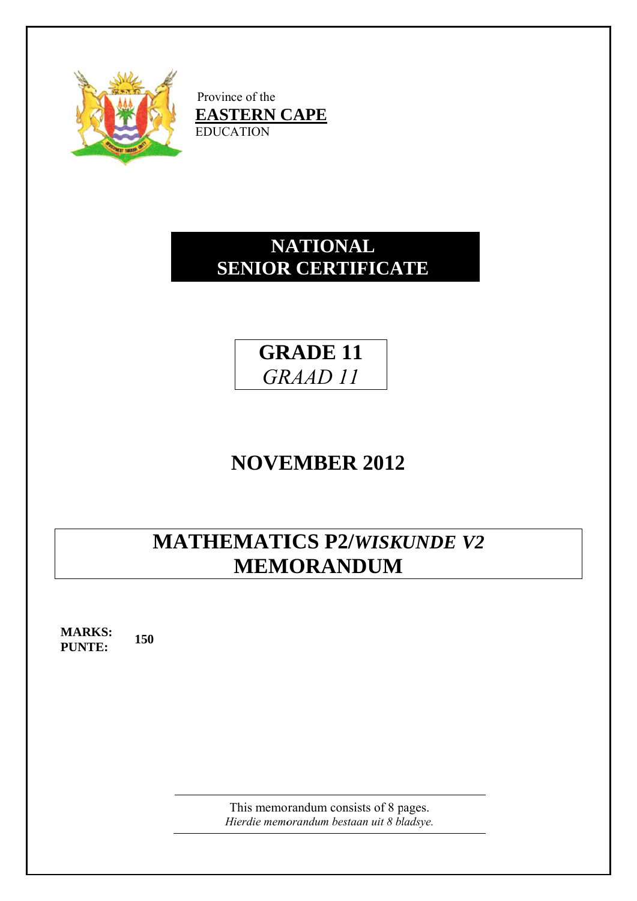Province of the

**EASTERN CAPE**

EDUCATION

# NATIONAL SENIOR CERTIFICATE

## GRADE 11
*GRAAD 11*

## NOVEMBER 2012

# MATHEMATICS P2/*WISKUNDE V2* MEMORANDUM

**MARKS: 150**
**PUNTE:**

This memorandum consists of 8 pages.
*Hierdie memorandum bestaan uit 8 bladsye.*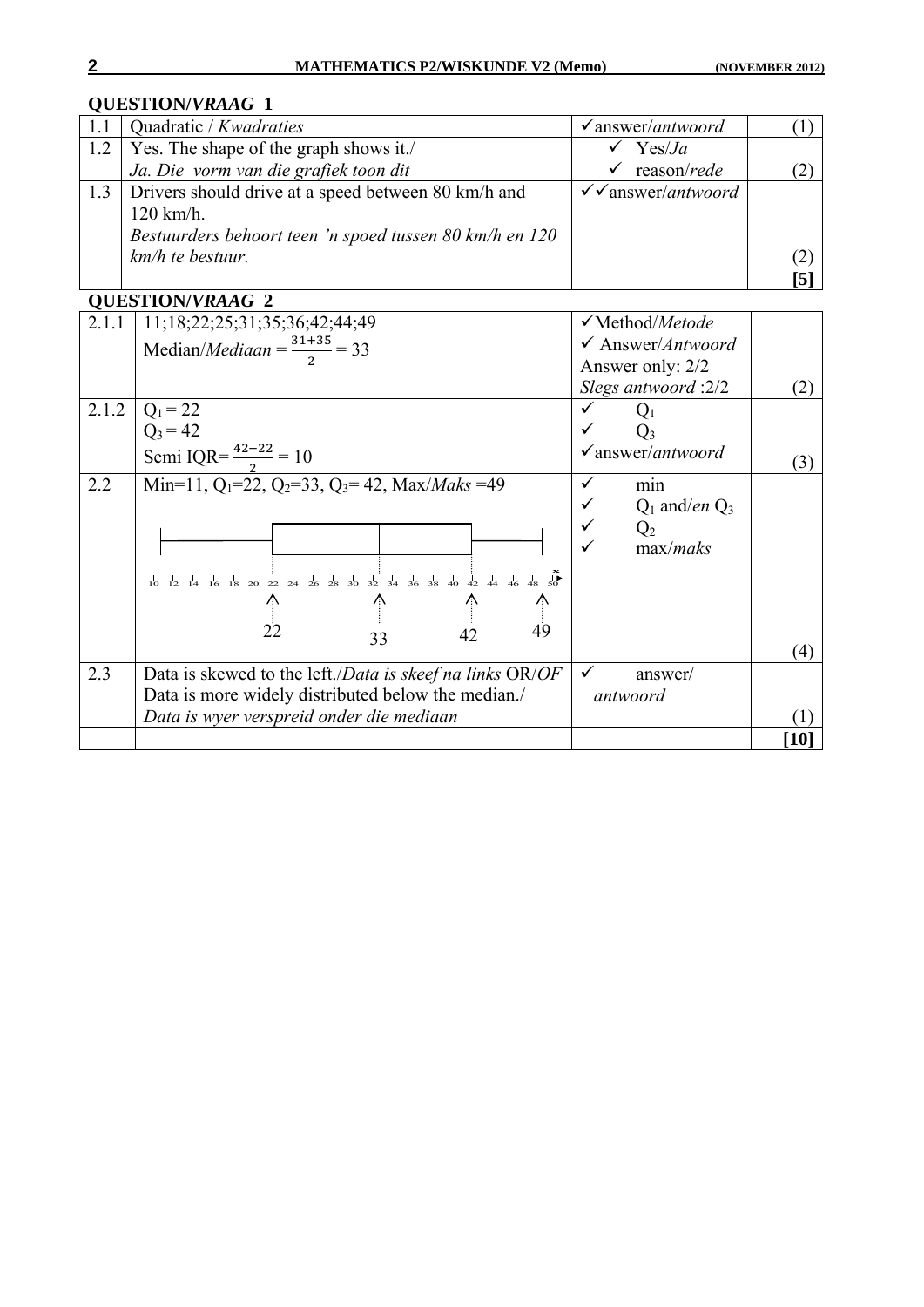## QUESTION/*VRAAG* 1

| | | | |
|---|---|---|---|
| 1.1 | Quadratic / *Kwadraties* | ✓answer/*antwoord* | (1) |
| 1.2 | Yes. The shape of the graph shows it./ *Ja. Die vorm van die grafiek toon dit* | ✓ Yes/*Ja* ✓ reason/*rede* | (2) |
| 1.3 | Drivers should drive at a speed between 80 km/h and 120 km/h. *Bestuurders behoort teen 'n spoed tussen 80 km/h en 120 km/h te bestuur.* | ✓✓answer/*antwoord* | (2) |
| | | | **[5]** |

## QUESTION/*VRAAG* 2

| | | | |
|---|---|---|---|
| 2.1.1 | 11;18;22;25;31;35;36;42;44;49 Median/*Mediaan* = $\frac{31+35}{2} = 33$ | ✓Method/*Metode* ✓ Answer/*Antwoord* Answer only: 2/2 *Slegs antwoord* :2/2 | (2) |
| 2.1.2 | $Q_1 = 22$ $Q_3 = 42$ Semi IQR= $\frac{42-22}{2} = 10$ | ✓ $Q_1$ ✓ $Q_3$ ✓answer/*antwoord* | (3) |
| 2.2 | Min=11, $Q_1$=22, $Q_2$=33, $Q_3$= 42, Max/*Maks* =49 (box-and-whisker diagram on axis 10 to 50 with marked values 22, 33, 42, 49) | ✓ min ✓ $Q_1$ and/*en* $Q_3$ ✓ $Q_2$ ✓ max/*maks* | (4) |
| 2.3 | Data is skewed to the left./*Data is skeef na links* OR/*OF* Data is more widely distributed below the median./ *Data is wyer verspreid onder die mediaan* | ✓ answer/ *antwoord* | (1) |
| | | | **[10]** |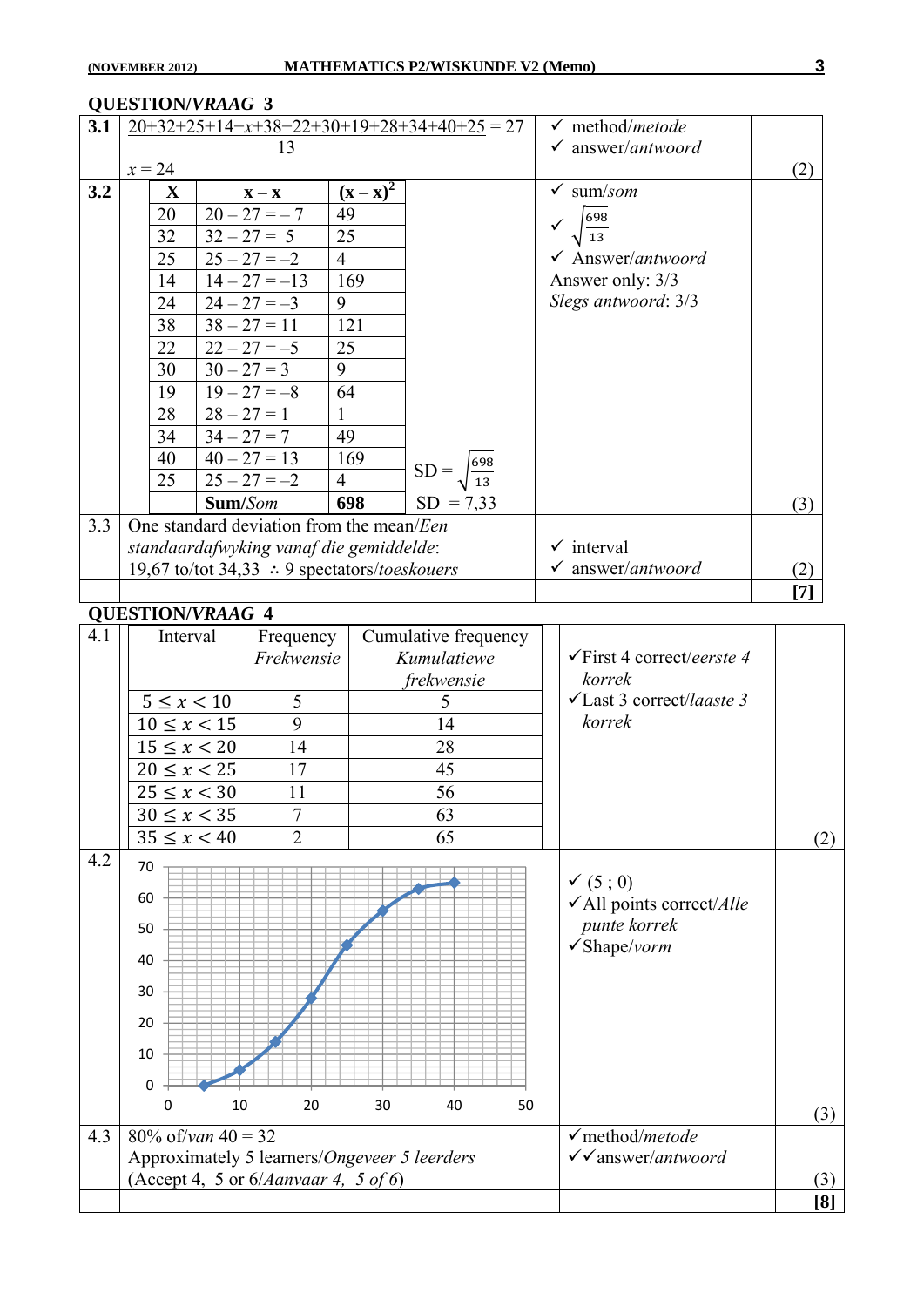## QUESTION/*VRAAG* 3

| | | | |
|---|---|---|---|
| 3.1 | $\frac{20+32+25+14+x+38+22+30+19+28+34+40+25}{13} = 27$<br>$x = 24$ | ✓ method/*metode*<br>✓ answer/*antwoord* | (2) |
| 3.2 | (see table below)<br>$SD = \sqrt{\frac{698}{13}}$<br>$SD = 7{,}33$ | ✓ sum/*som*<br>✓ $\sqrt{\frac{698}{13}}$<br>✓ Answer/*antwoord*<br>Answer only: 3/3<br>*Slegs antwoord*: 3/3 | (3) |
| 3.3 | One standard deviation from the mean/*Een standaardafwyking vanaf die gemiddelde*:<br>19,67 to/tot 34,33 ∴ 9 spectators/*toeskouers* | ✓ interval<br>✓ answer/*antwoord* | (2) |
| | | | **[7]** |

| X | $x - \bar{x}$ | $(x - \bar{x})^2$ |
|---|---|---|
| 20 | 20 – 27 = – 7 | 49 |
| 32 | 32 – 27 = 5 | 25 |
| 25 | 25 – 27 = –2 | 4 |
| 14 | 14 – 27 = –13 | 169 |
| 24 | 24 – 27 = –3 | 9 |
| 38 | 38 – 27 = 11 | 121 |
| 22 | 22 – 27 = –5 | 25 |
| 30 | 30 – 27 = 3 | 9 |
| 19 | 19 – 27 = –8 | 64 |
| 28 | 28 – 27 = 1 | 1 |
| 34 | 34 – 27 = 7 | 49 |
| 40 | 40 – 27 = 13 | 169 |
| 25 | 25 – 27 = –2 | 4 |
| | **Sum**/*Som* | **698** |

## QUESTION/*VRAAG* 4

**4.1**

| Interval | Frequency<br>*Frekwensie* | Cumulative frequency<br>*Kumulatiewe frekwensie* |
|---|---|---|
| $5 \le x < 10$ | 5 | 5 |
| $10 \le x < 15$ | 9 | 14 |
| $15 \le x < 20$ | 14 | 28 |
| $20 \le x < 25$ | 17 | 45 |
| $25 \le x < 30$ | 11 | 56 |
| $30 \le x < 35$ | 7 | 63 |
| $35 \le x < 40$ | 2 | 65 |

✓First 4 correct/*eerste 4 korrek*
✓Last 3 correct/*laaste 3 korrek*
(2)

**4.2**

Ogive plotted through points (5 ; 0), (10 ; 5), (15 ; 14), (20 ; 28), (25 ; 45), (30 ; 56), (35 ; 63), (40 ; 65). Horizontal axis: 0 to 50; vertical axis: 0 to 70.

✓ (5 ; 0)
✓All points correct/*Alle punte korrek*
✓Shape/*vorm*
(3)

**4.3**

80% of/*van* 40 = 32
Approximately 5 learners/*Ongeveer 5 leerders*
(Accept 4, 5 or 6/*Aanvaar 4, 5 of 6*)

✓method/*metode*
✓✓answer/*antwoord*
(3)

**[8]**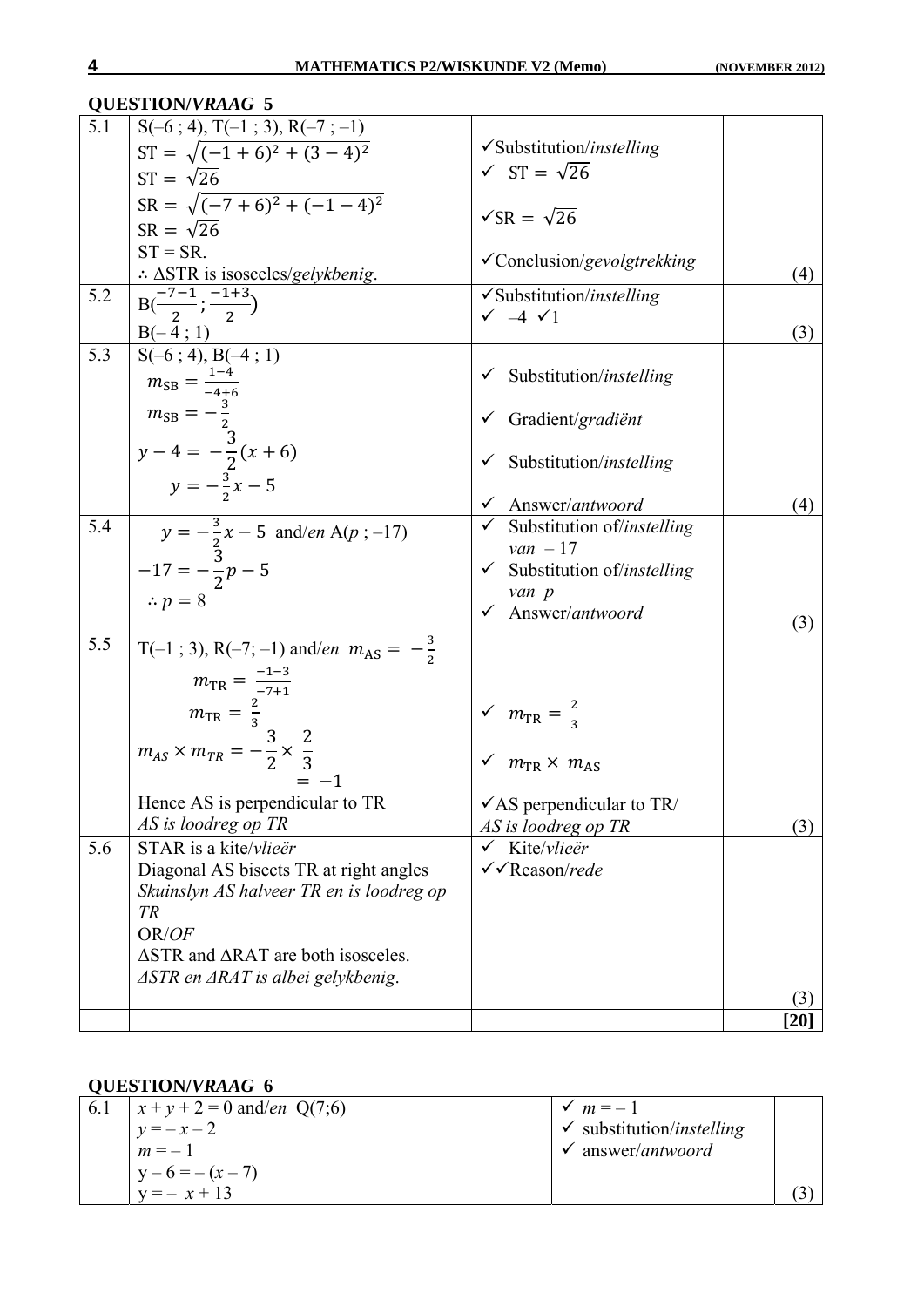## QUESTION/*VRAAG* 5

| | | | |
|---|---|---|---|
| 5.1 | S(–6 ; 4), T(–1 ; 3), R(–7 ; –1)<br>$\text{ST} = \sqrt{(-1+6)^2 + (3-4)^2}$<br>$\text{ST} = \sqrt{26}$<br>$\text{SR} = \sqrt{(-7+6)^2 + (-1-4)^2}$<br>$\text{SR} = \sqrt{26}$<br>ST = SR.<br>∴ ΔSTR is isosceles/*gelykbenig*. | ✓Substitution/*instelling*<br>✓ $\text{ST} = \sqrt{26}$<br><br>✓$\text{SR} = \sqrt{26}$<br><br>✓Conclusion/*gevolgtrekking* | (4) |
| 5.2 | $\text{B}(\frac{-7-1}{2} ; \frac{-1+3}{2})$<br>B(– 4 ; 1) | ✓Substitution/*instelling*<br>✓ –4 ✓1 | (3) |
| 5.3 | S(–6 ; 4), B(–4 ; 1)<br>$m_{\text{SB}} = \frac{1-4}{-4+6}$<br>$m_{\text{SB}} = -\frac{3}{2}$<br>$y - 4 = -\frac{3}{2}(x+6)$<br>$y = -\frac{3}{2}x - 5$ | ✓ Substitution/*instelling*<br><br>✓ Gradient/*gradiënt*<br><br>✓ Substitution/*instelling*<br><br>✓ Answer/*antwoord* | (4) |
| 5.4 | $y = -\frac{3}{2}x - 5$ and/*en* A(*p* ; –17)<br>$-17 = -\frac{3}{2}p - 5$<br>$\therefore p = 8$ | ✓ Substitution of/*instelling van* – 17<br>✓ Substitution of/*instelling van p*<br>✓ Answer/*antwoord* | (3) |
| 5.5 | T(–1 ; 3), R(–7; –1) and/*en* $m_{\text{AS}} = -\frac{3}{2}$<br>$m_{\text{TR}} = \frac{-1-3}{-7+1}$<br>$m_{\text{TR}} = \frac{2}{3}$<br>$m_{AS} \times m_{TR} = -\frac{3}{2} \times \frac{2}{3}$<br>$= -1$<br>Hence AS is perpendicular to TR<br>*AS is loodreg op TR* | <br><br>✓ $m_{\text{TR}} = \frac{2}{3}$<br><br>✓ $m_{\text{TR}} \times m_{\text{AS}}$<br><br>✓AS perpendicular to TR/<br>*AS is loodreg op TR* | (3) |
| 5.6 | STAR is a kite/*vlieër*<br>Diagonal AS bisects TR at right angles<br>*Skuinslyn AS halveer TR en is loodreg op TR*<br>OR/*OF*<br>ΔSTR and ΔRAT are both isosceles.<br>*ΔSTR en ΔRAT is albei gelykbenig*. | ✓ Kite/*vlieër*<br>✓✓Reason/*rede* | (3) |
| | | | **[20]** |

## QUESTION/*VRAAG* 6

| | | | |
|---|---|---|---|
| 6.1 | *x* + *y* + 2 = 0 and/*en* Q(7;6)<br>*y* = – *x* – 2<br>*m* = – 1<br>y – 6 = – (*x* – 7)<br>y = – *x* + 13 | ✓ *m* = – 1<br>✓ substitution/*instelling*<br>✓ answer/*antwoord* | (3) |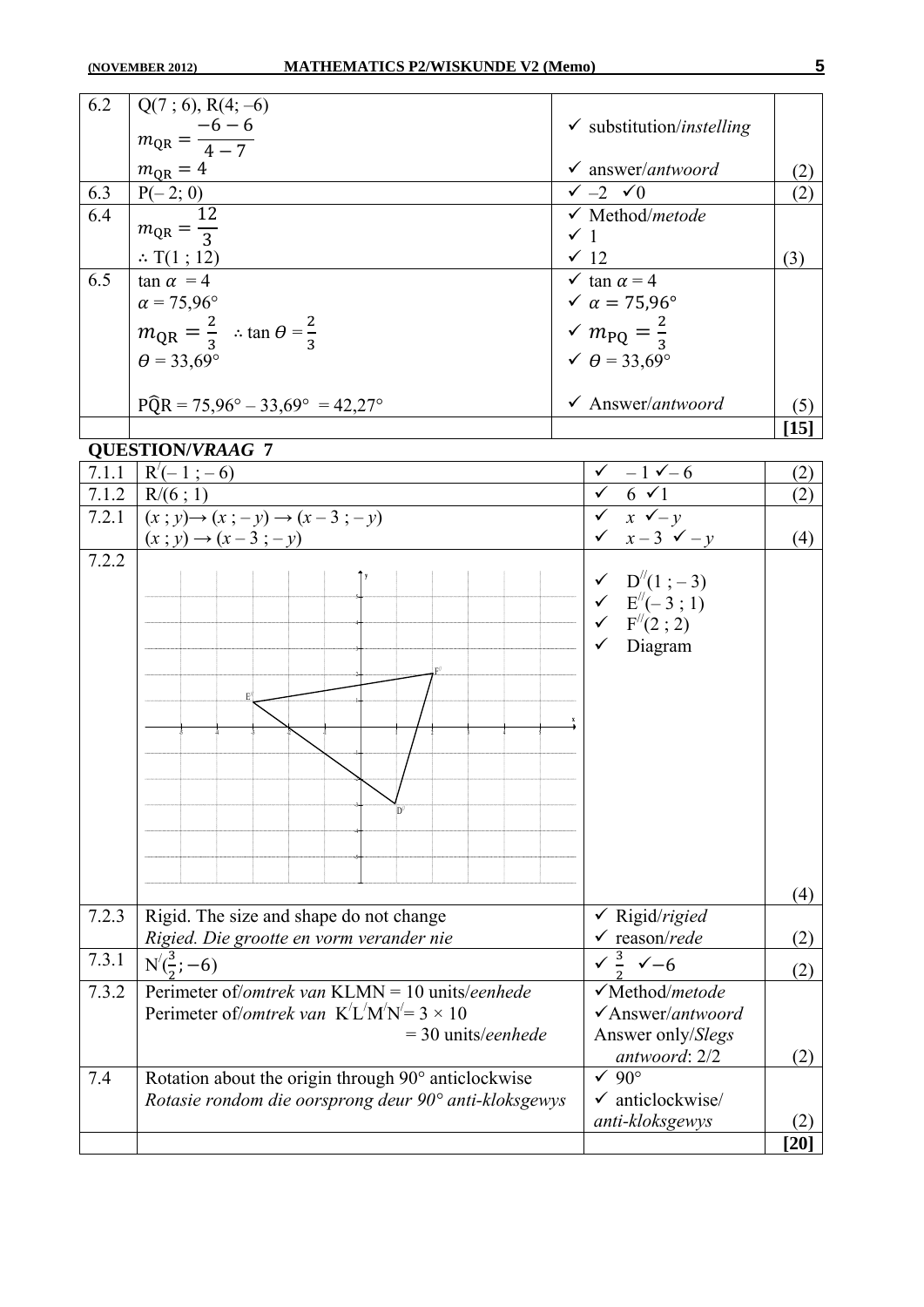| | | | |
|---|---|---|---|
| 6.2 | Q(7 ; 6), R(4; –6)<br>$m_{QR} = \frac{-6-6}{4-7}$<br>$m_{QR} = 4$ | ✓ substitution/*instelling*<br>✓ answer/*antwoord* | (2) |
| 6.3 | P(– 2; 0) | ✓ –2 ✓0 | (2) |
| 6.4 | $m_{QR} = \frac{12}{3}$<br>∴ T(1 ; 12) | ✓ Method/*metode*<br>✓ 1<br>✓ 12 | (3) |
| 6.5 | $\tan\alpha = 4$<br>$\alpha = 75{,}96°$<br>$m_{QR} = \frac{2}{3}$ ∴ $\tan\theta = \frac{2}{3}$<br>$\theta = 33{,}69°$<br>$P\hat{Q}R = 75{,}96° - 33{,}69° = 42{,}27°$ | ✓ $\tan\alpha = 4$<br>✓ $\alpha = 75{,}96°$<br>✓ $m_{PQ} = \frac{2}{3}$<br>✓ $\theta = 33{,}69°$<br>✓ Answer/*antwoord* | (5) |
| | | | **[15]** |

**QUESTION/*VRAAG* 7**

| | | | |
|---|---|---|---|
| 7.1.1 | $R^{/}(-1 ; -6)$ | ✓ – 1 ✓– 6 | (2) |
| 7.1.2 | R/(6 ; 1) | ✓ 6 ✓1 | (2) |
| 7.2.1 | $(x ; y) \rightarrow (x ; -y) \rightarrow (x-3 ; -y)$<br>$(x ; y) \rightarrow (x-3 ; -y)$ | ✓ $x$ ✓$-y$<br>✓ $x-3$ ✓ $-y$ | (4) |
| 7.2.2 | [Diagram: triangle with vertices $E^{//}$, $F^{//}$, $D^{//}$ on Cartesian plane] | ✓ $D^{//}(1 ; -3)$<br>✓ $E^{//}(-3 ; 1)$<br>✓ $F^{//}(2 ; 2)$<br>✓ Diagram | (4) |
| 7.2.3 | Rigid. The size and shape do not change<br>*Rigied. Die grootte en vorm verander nie* | ✓ Rigid/*rigied*<br>✓ reason/*rede* | (2) |
| 7.3.1 | $N^{/}(\frac{3}{2}; -6)$ | ✓ $\frac{3}{2}$ ✓$-6$ | (2) |
| 7.3.2 | Perimeter of/*omtrek van* KLMN = 10 units/*eenhede*<br>Perimeter of/*omtrek van* $K^{/}L^{/}M^{/}N^{/} = 3 \times 10$<br>= 30 units/*eenhede* | ✓Method/*metode*<br>✓Answer/*antwoord*<br>Answer only/*Slegs antwoord*: 2/2 | (2) |
| 7.4 | Rotation about the origin through 90° anticlockwise<br>*Rotasie rondom die oorsprong deur 90° anti-kloksgewys* | ✓ 90°<br>✓ anticlockwise/ *anti-kloksgewys* | (2) |
| | | | **[20]** |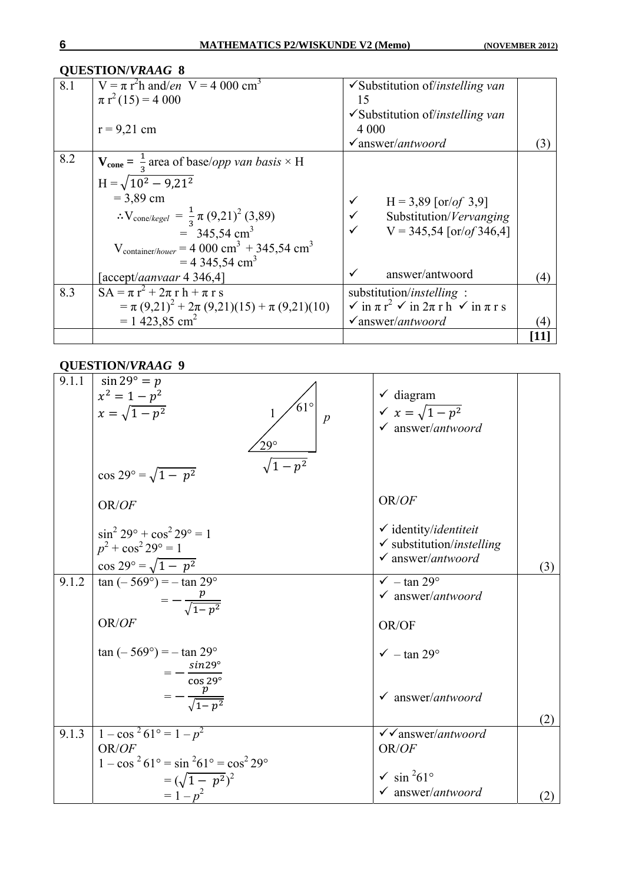## QUESTION/*VRAAG* 8

| | | | |
|---|---|---|---|
| 8.1 | $V = \pi r^2 h$ and/*en* $V = 4\,000$ cm$^3$<br>$\pi r^2 (15) = 4\,000$<br><br>$r = 9{,}21$ cm | ✓Substitution of/*instelling van* 15<br>✓Substitution of/*instelling van* 4 000<br>✓answer/*antwoord* | (3) |
| 8.2 | **$V_{cone}$ =** $\frac{1}{3}$ area of base/*opp van basis* × H<br>$H = \sqrt{10^2 - 9{,}21^2}$<br>$= 3{,}89$ cm<br>$\therefore V_{cone/kegel} = \frac{1}{3}\pi (9{,}21)^2 (3{,}89)$<br>$= 345{,}54$ cm$^3$<br>$V_{container/houer} = 4\,000$ cm$^3$ + $345{,}54$ cm$^3$<br>$= 4\,345{,}54$ cm$^3$<br>[accept/*aanvaar* 4 346,4] | ✓ H = 3,89 [or/*of* 3,9]<br>✓ Substitution/*Vervanging*<br>✓ V = 345,54 [or/*of* 346,4]<br><br>✓ answer/antwoord | (4) |
| 8.3 | $SA = \pi r^2 + 2\pi r h + \pi r s$<br>$= \pi (9{,}21)^2 + 2\pi (9{,}21)(15) + \pi (9{,}21)(10)$<br>$= 1\,423{,}85$ cm$^2$ | substitution/*instelling* :<br>✓ in $\pi r^2$ ✓ in $2\pi r h$ ✓ in $\pi r s$<br>✓answer/*antwoord* | (4) |
| | | | **[11]** |

## QUESTION/*VRAAG* 9

| | | | |
|---|---|---|---|
| 9.1.1 | $\sin 29° = p$<br>$x^2 = 1 - p^2$<br>$x = \sqrt{1-p^2}$<br>[Diagram: right-angled triangle with hypotenuse 1, angles 61° and 29°, side opposite 29° is $p$, adjacent side $\sqrt{1-p^2}$]<br>$\cos 29° = \sqrt{1-p^2}$<br><br>OR/*OF*<br><br>$\sin^2 29° + \cos^2 29° = 1$<br>$p^2 + \cos^2 29° = 1$<br>$\cos 29° = \sqrt{1-p^2}$ | ✓ diagram<br>✓ $x = \sqrt{1-p^2}$<br>✓ answer/*antwoord*<br><br>OR/*OF*<br><br>✓ identity/*identiteit*<br>✓ substitution/*instelling*<br>✓ answer/*antwoord* | (3) |
| 9.1.2 | $\tan(-569°) = -\tan 29°$<br>$= -\frac{p}{\sqrt{1-p^2}}$<br>OR/*OF*<br><br>$\tan(-569°) = -\tan 29°$<br>$= -\frac{\sin 29°}{\cos 29°}$<br>$= -\frac{p}{\sqrt{1-p^2}}$ | ✓ $-\tan 29°$<br>✓ answer/*antwoord*<br><br>OR/OF<br><br>✓ $-\tan 29°$<br><br>✓ answer/*antwoord* | (2) |
| 9.1.3 | $1 - \cos^2 61° = 1 - p^2$<br>OR/*OF*<br>$1 - \cos^2 61° = \sin^2 61° = \cos^2 29°$<br>$= (\sqrt{1-p^2})^2$<br>$= 1 - p^2$ | ✓✓answer/*antwoord*<br>OR/*OF*<br><br>✓ $\sin^2 61°$<br>✓ answer/*antwoord* | (2) |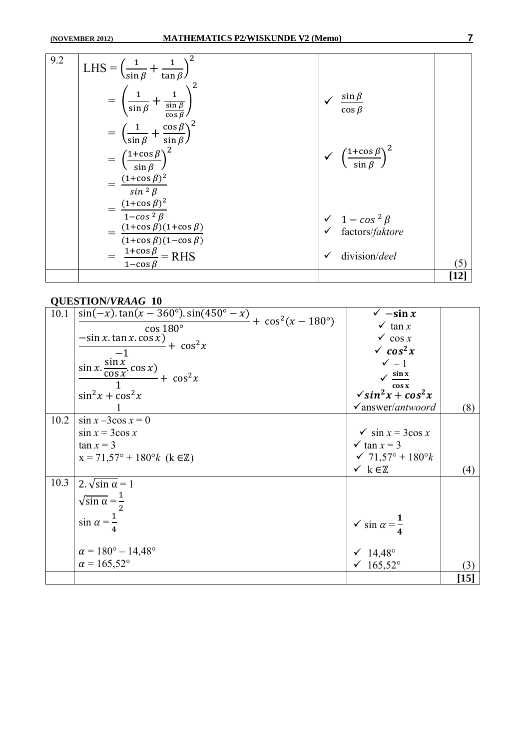| 9.2 | LHS = $\left(\frac{1}{\sin\beta} + \frac{1}{\tan\beta}\right)^2$ | | |
|---|---|---|---|
| | $= \left(\frac{1}{\sin\beta} + \frac{1}{\frac{\sin\beta}{\cos\beta}}\right)^2$ | ✓ $\frac{\sin\beta}{\cos\beta}$ | |
| | $= \left(\frac{1}{\sin\beta} + \frac{\cos\beta}{\sin\beta}\right)^2$ | | |
| | $= \left(\frac{1+\cos\beta}{\sin\beta}\right)^2$ | ✓ $\left(\frac{1+\cos\beta}{\sin\beta}\right)^2$ | |
| | $= \frac{(1+\cos\beta)^2}{\sin^2\beta}$ | | |
| | $= \frac{(1+\cos\beta)^2}{1-\cos^2\beta}$ | ✓ $1-\cos^2\beta$ | |
| | $= \frac{(1+\cos\beta)(1+\cos\beta)}{(1+\cos\beta)(1-\cos\beta)}$ | ✓ factors/*faktore* | |
| | $= \frac{1+\cos\beta}{1-\cos\beta}$ = RHS | ✓ division/*deel* | (5) |
| | | | **[12]** |

## QUESTION/*VRAAG* 10

| 10.1 | $\frac{\sin(-x).\tan(x-360°).\sin(450°-x)}{\cos 180°} + \cos^2(x-180°)$ | ✓ $-\sin x$ | |
|---|---|---|---|
| | $\frac{-\sin x.\tan x.\cos x)}{-1} + \cos^2 x$ | ✓ $\tan x$<br>✓ $\cos x$<br>✓ $\cos^2 x$<br>✓ $-1$ | |
| | $\frac{\sin x.\frac{\sin x}{\cos x}.\cos x)}{1} + \cos^2 x$ | ✓ $\frac{\sin x}{\cos x}$ | |
| | $\sin^2 x + \cos^2 x$ | ✓ $\sin^2 x + \cos^2 x$ | |
| | 1 | ✓ answer/*antwoord* | (8) |
| 10.2 | $\sin x - 3\cos x = 0$<br>$\sin x = 3\cos x$<br>$\tan x = 3$<br>$x = 71{,}57° + 180°k$ $(k \in \mathbb{Z})$ | ✓ $\sin x = 3\cos x$<br>✓ $\tan x = 3$<br>✓ $71{,}57° + 180°k$<br>✓ $k \in \mathbb{Z}$ | (4) |
| 10.3 | $2.\sqrt{\sin\alpha} = 1$<br>$\sqrt{\sin\alpha} = \frac{1}{2}$<br>$\sin\alpha = \frac{1}{4}$<br><br>$\alpha = 180° - 14{,}48°$<br>$\alpha = 165{,}52°$ | ✓ $\sin\alpha = \frac{1}{4}$<br><br>✓ $14{,}48°$<br>✓ $165{,}52°$ | (3) |
| | | | **[15]** |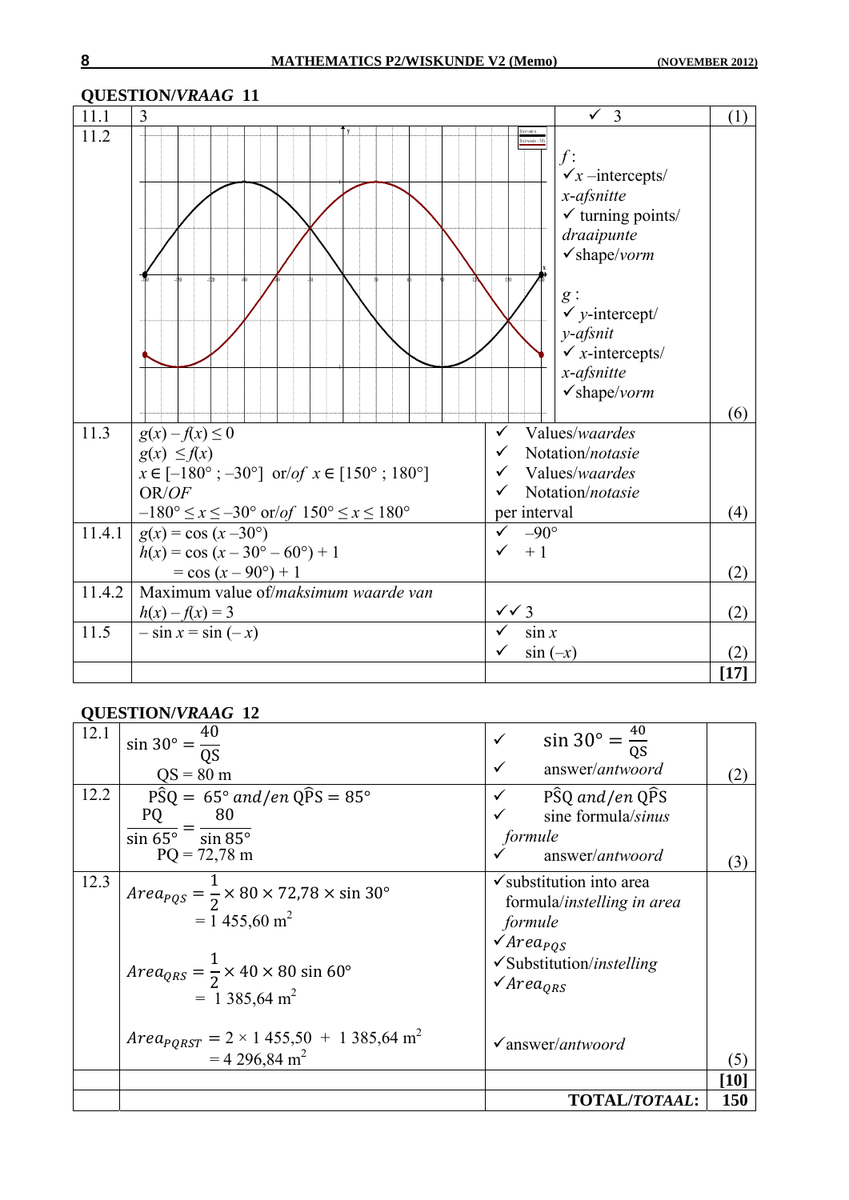## QUESTION/*VRAAG* 11

| | | | |
|---|---|---|---|
| 11.1 | 3 | ✓ 3 | (1) |
| 11.2 | | $f$: ✓ $x$ –intercepts/ *x-afsnitte* ✓ turning points/ *draaipunte* ✓shape/*vorm* $g$: ✓ $y$-intercept/ *y-afsnit* ✓ $x$-intercepts/ *x-afsnitte* ✓shape/*vorm* | (6) |
| 11.3 | $g(x) - f(x) \leq 0$ <br> $g(x) \leq f(x)$ <br> $x \in [-180° ; -30°]$ or/*of* $x \in [150° ; 180°]$ <br> OR/*OF* <br> $-180° \leq x \leq -30°$ or/*of* $150° \leq x \leq 180°$ | ✓ Values/*waardes* <br> ✓ Notation/*notasie* <br> ✓ Values/*waardes* <br> ✓ Notation/*notasie* <br> per interval | (4) |
| 11.4.1 | $g(x) = \cos(x - 30°)$ <br> $h(x) = \cos(x - 30° - 60°) + 1$ <br> $= \cos(x - 90°) + 1$ | ✓ –90° <br> ✓ +1 | (2) |
| 11.4.2 | Maximum value of/*maksimum waarde van* <br> $h(x) - f(x) = 3$ | ✓✓ 3 | (2) |
| 11.5 | $-\sin x = \sin(-x)$ | ✓ $\sin x$ <br> ✓ $\sin(-x)$ | (2) |
| | | | **[17]** |

## QUESTION/*VRAAG* 12

| | | | |
|---|---|---|---|
| 12.1 | $\sin 30° = \dfrac{40}{QS}$ <br> $QS = 80$ m | ✓ $\sin 30° = \dfrac{40}{QS}$ <br> ✓ answer/*antwoord* | (2) |
| 12.2 | $P\hat{S}Q = 65°$ *and/en* $Q\hat{P}S = 85°$ <br> $\dfrac{PQ}{\sin 65°} = \dfrac{80}{\sin 85°}$ <br> $PQ = 72{,}78$ m | ✓ $P\hat{S}Q$ *and/en* $Q\hat{P}S$ <br> ✓ sine formula/*sinus formule* <br> ✓ answer/*antwoord* | (3) |
| 12.3 | $Area_{PQS} = \dfrac{1}{2} \times 80 \times 72{,}78 \times \sin 30°$ <br> $= 1\,455{,}60 \text{ m}^2$ <br> $Area_{QRS} = \dfrac{1}{2} \times 40 \times 80 \sin 60°$ <br> $= 1\,385{,}64 \text{ m}^2$ <br> $Area_{PQRST} = 2 \times 1\,455{,}50 + 1\,385{,}64 \text{ m}^2$ <br> $= 4\,296{,}84 \text{ m}^2$ | ✓substitution into area formula/*instelling in area formule* <br> ✓$Area_{PQS}$ <br> ✓Substitution/*instelling* <br> ✓$Area_{QRS}$ <br> ✓answer/*antwoord* | (5) |
| | | | **[10]** |
| | | **TOTAL/*TOTAAL*:** | **150** |